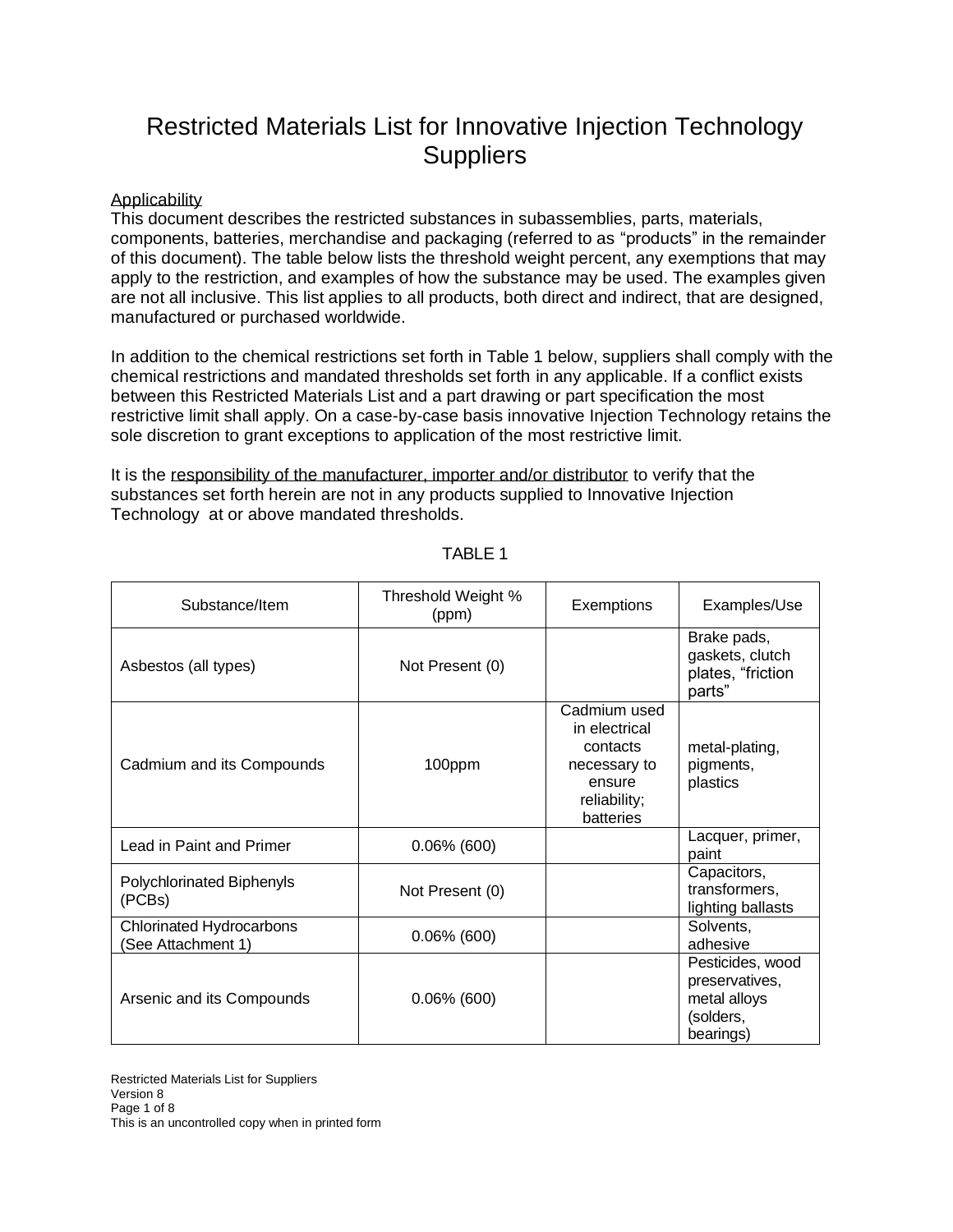# Restricted Materials List for Innovative Injection Technology Suppliers

Applicability
This document describes the restricted substances in subassemblies, parts, materials, components, batteries, merchandise and packaging (referred to as "products" in the remainder of this document). The table below lists the threshold weight percent, any exemptions that may apply to the restriction, and examples of how the substance may be used. The examples given are not all inclusive. This list applies to all products, both direct and indirect, that are designed, manufactured or purchased worldwide.

In addition to the chemical restrictions set forth in Table 1 below, suppliers shall comply with the chemical restrictions and mandated thresholds set forth in any applicable. If a conflict exists between this Restricted Materials List and a part drawing or part specification the most restrictive limit shall apply. On a case-by-case basis innovative Injection Technology retains the sole discretion to grant exceptions to application of the most restrictive limit.

It is the responsibility of the manufacturer, importer and/or distributor to verify that the substances set forth herein are not in any products supplied to Innovative Injection Technology at or above mandated thresholds.

TABLE 1

| Substance/Item | Threshold Weight % (ppm) | Exemptions | Examples/Use |
|---|---|---|---|
| Asbestos (all types) | Not Present (0) | | Brake pads, gaskets, clutch plates, "friction parts" |
| Cadmium and its Compounds | 100ppm | Cadmium used in electrical contacts necessary to ensure reliability; batteries | metal-plating, pigments, plastics |
| Lead in Paint and Primer | 0.06% (600) | | Lacquer, primer, paint |
| Polychlorinated Biphenyls (PCBs) | Not Present (0) | | Capacitors, transformers, lighting ballasts |
| Chlorinated Hydrocarbons (See Attachment 1) | 0.06% (600) | | Solvents, adhesive |
| Arsenic and its Compounds | 0.06% (600) | | Pesticides, wood preservatives, metal alloys (solders, bearings) |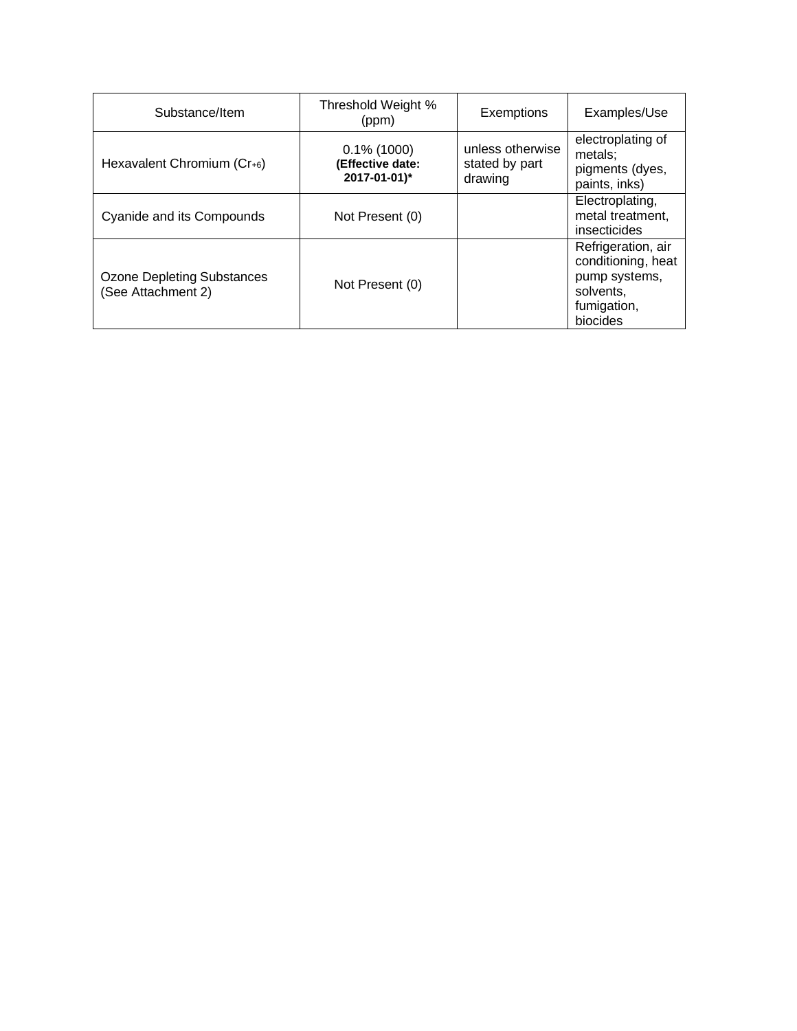| Substance/Item | Threshold Weight % (ppm) | Exemptions | Examples/Use |
| --- | --- | --- | --- |
| Hexavalent Chromium ($Cr^{+6}$) | 0.1% (1000) **(Effective date: 2017-01-01)*** | unless otherwise stated by part drawing | electroplating of metals; pigments (dyes, paints, inks) |
| Cyanide and its Compounds | Not Present (0) | | Electroplating, metal treatment, insecticides |
| Ozone Depleting Substances (See Attachment 2) | Not Present (0) | | Refrigeration, air conditioning, heat pump systems, solvents, fumigation, biocides |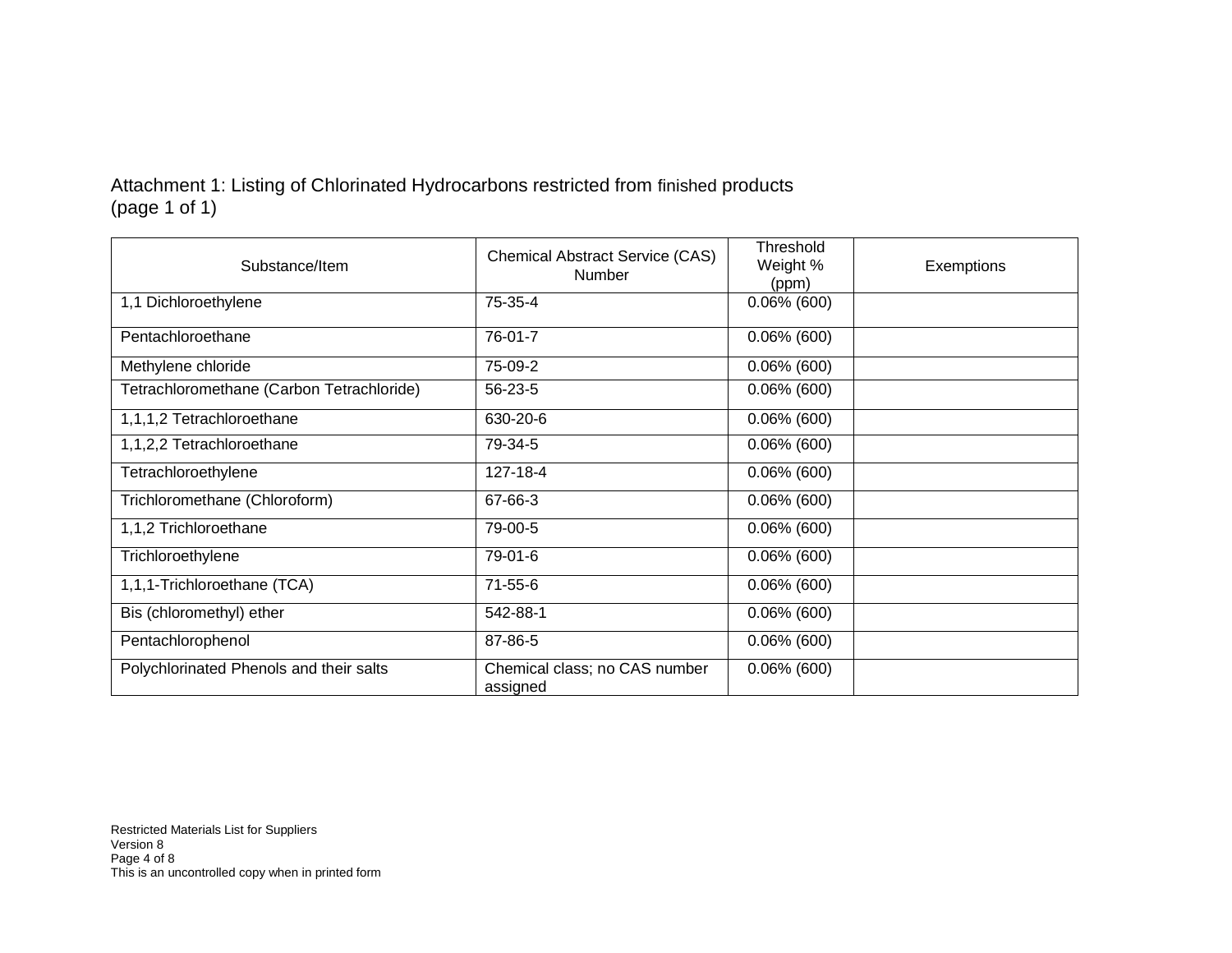Attachment 1: Listing of Chlorinated Hydrocarbons restricted from finished products
(page 1 of 1)

| Substance/Item | Chemical Abstract Service (CAS) Number | Threshold Weight % (ppm) | Exemptions |
|---|---|---|---|
| 1,1 Dichloroethylene | 75-35-4 | 0.06% (600) | |
| Pentachloroethane | 76-01-7 | 0.06% (600) | |
| Methylene chloride | 75-09-2 | 0.06% (600) | |
| Tetrachloromethane (Carbon Tetrachloride) | 56-23-5 | 0.06% (600) | |
| 1,1,1,2 Tetrachloroethane | 630-20-6 | 0.06% (600) | |
| 1,1,2,2 Tetrachloroethane | 79-34-5 | 0.06% (600) | |
| Tetrachloroethylene | 127-18-4 | 0.06% (600) | |
| Trichloromethane (Chloroform) | 67-66-3 | 0.06% (600) | |
| 1,1,2 Trichloroethane | 79-00-5 | 0.06% (600) | |
| Trichloroethylene | 79-01-6 | 0.06% (600) | |
| 1,1,1-Trichloroethane (TCA) | 71-55-6 | 0.06% (600) | |
| Bis (chloromethyl) ether | 542-88-1 | 0.06% (600) | |
| Pentachlorophenol | 87-86-5 | 0.06% (600) | |
| Polychlorinated Phenols and their salts | Chemical class; no CAS number assigned | 0.06% (600) | |

Restricted Materials List for Suppliers
Version 8
This is an uncontrolled copy when in printed form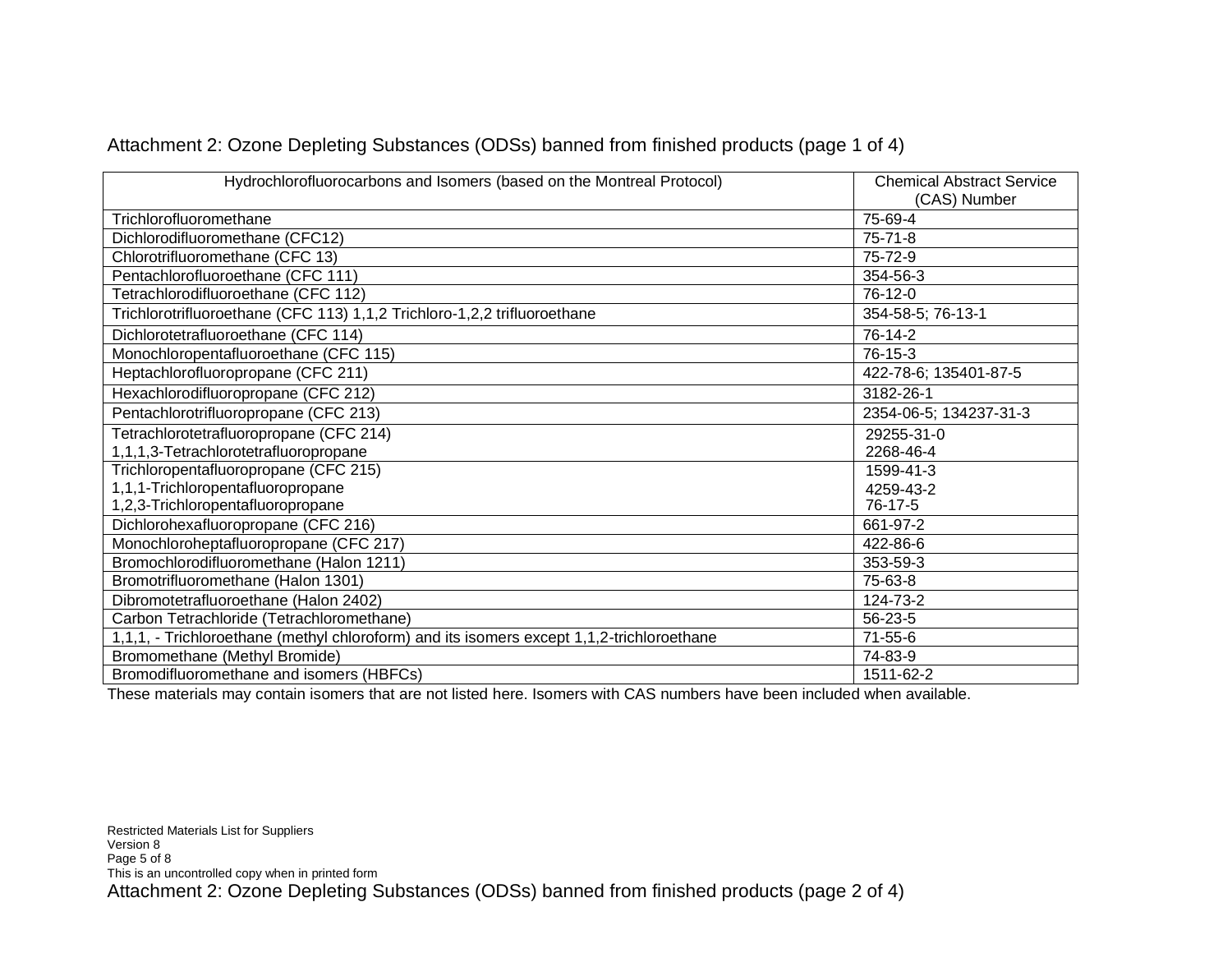Attachment 2: Ozone Depleting Substances (ODSs) banned from finished products (page 1 of 4)

| Hydrochlorofluorocarbons and Isomers (based on the Montreal Protocol) | Chemical Abstract Service (CAS) Number |
|---|---|
| Trichlorofluoromethane | 75-69-4 |
| Dichlorodifluoromethane (CFC12) | 75-71-8 |
| Chlorotrifluoromethane (CFC 13) | 75-72-9 |
| Pentachlorofluoroethane (CFC 111) | 354-56-3 |
| Tetrachlorodifluoroethane (CFC 112) | 76-12-0 |
| Trichlorotrifluoroethane (CFC 113) 1,1,2 Trichloro-1,2,2 trifluoroethane | 354-58-5; 76-13-1 |
| Dichlorotetrafluoroethane (CFC 114) | 76-14-2 |
| Monochloropentafluoroethane (CFC 115) | 76-15-3 |
| Heptachlorofluoropropane (CFC 211) | 422-78-6; 135401-87-5 |
| Hexachlorodifluoropropane (CFC 212) | 3182-26-1 |
| Pentachlorotrifluoropropane (CFC 213) | 2354-06-5; 134237-31-3 |
| Tetrachlorotetrafluoropropane (CFC 214)<br>1,1,1,3-Tetrachlorotetrafluoropropane | 29255-31-0<br>2268-46-4 |
| Trichloropentafluoropropane (CFC 215)<br>1,1,1-Trichloropentafluoropropane<br>1,2,3-Trichloropentafluoropropane | 1599-41-3<br>4259-43-2<br>76-17-5 |
| Dichlorohexafluoropropane (CFC 216) | 661-97-2 |
| Monochloroheptafluoropropane (CFC 217) | 422-86-6 |
| Bromochlorodifluoromethane (Halon 1211) | 353-59-3 |
| Bromotrifluoromethane (Halon 1301) | 75-63-8 |
| Dibromotetrafluoroethane (Halon 2402) | 124-73-2 |
| Carbon Tetrachloride (Tetrachloromethane) | 56-23-5 |
| 1,1,1, - Trichloroethane (methyl chloroform) and its isomers except 1,1,2-trichloroethane | 71-55-6 |
| Bromomethane (Methyl Bromide) | 74-83-9 |
| Bromodifluoromethane and isomers (HBFCs) | 1511-62-2 |

These materials may contain isomers that are not listed here. Isomers with CAS numbers have been included when available.

Attachment 2: Ozone Depleting Substances (ODSs) banned from finished products (page 2 of 4)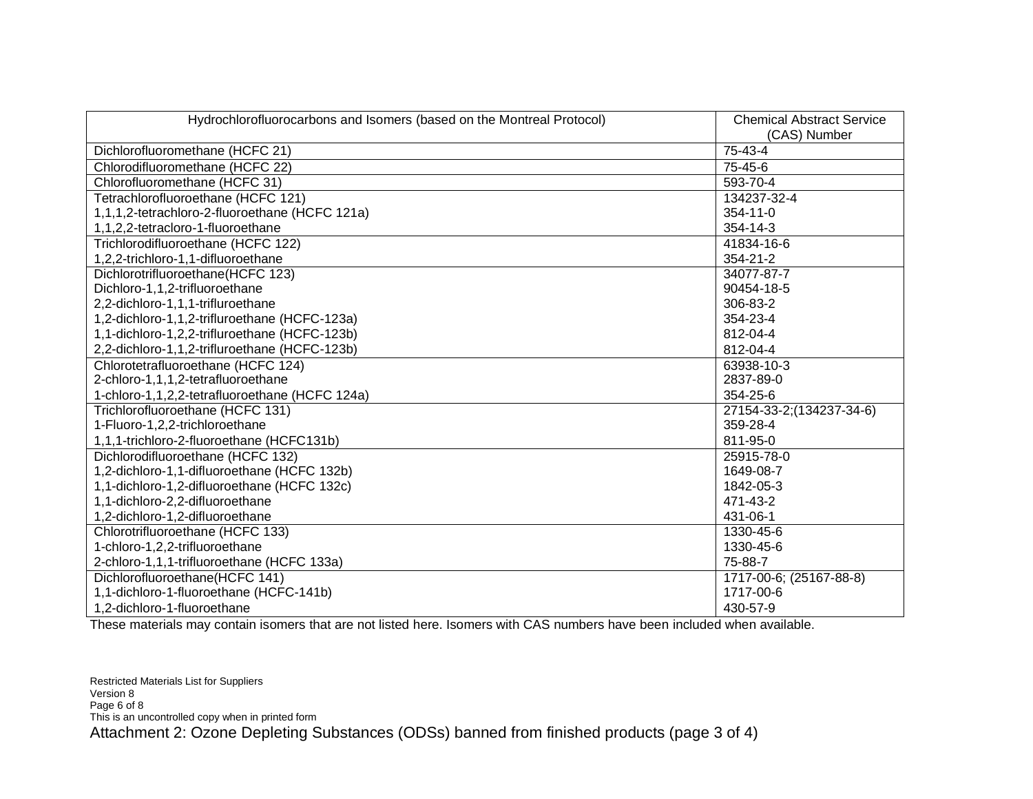| Hydrochlorofluorocarbons and Isomers (based on the Montreal Protocol) | Chemical Abstract Service (CAS) Number |
|---|---|
| Dichlorofluoromethane (HCFC 21) | 75-43-4 |
| Chlorodifluoromethane (HCFC 22) | 75-45-6 |
| Chlorofluoromethane (HCFC 31) | 593-70-4 |
| Tetrachlorofluoroethane (HCFC 121) | 134237-32-4 |
| 1,1,1,2-tetrachloro-2-fluoroethane (HCFC 121a) | 354-11-0 |
| 1,1,2,2-tetracloro-1-fluoroethane | 354-14-3 |
| Trichlorodifluoroethane (HCFC 122) | 41834-16-6 |
| 1,2,2-trichloro-1,1-difluoroethane | 354-21-2 |
| Dichlorotrifluoroethane(HCFC 123) | 34077-87-7 |
| Dichloro-1,1,2-trifluoroethane | 90454-18-5 |
| 2,2-dichloro-1,1,1-trifluroethane | 306-83-2 |
| 1,2-dichloro-1,1,2-trifluroethane (HCFC-123a) | 354-23-4 |
| 1,1-dichloro-1,2,2-trifluroethane (HCFC-123b) | 812-04-4 |
| 2,2-dichloro-1,1,2-trifluroethane (HCFC-123b) | 812-04-4 |
| Chlorotetrafluoroethane (HCFC 124) | 63938-10-3 |
| 2-chloro-1,1,1,2-tetrafluoroethane | 2837-89-0 |
| 1-chloro-1,1,2,2-tetrafluoroethane (HCFC 124a) | 354-25-6 |
| Trichlorofluoroethane (HCFC 131) | 27154-33-2;(134237-34-6) |
| 1-Fluoro-1,2,2-trichloroethane | 359-28-4 |
| 1,1,1-trichloro-2-fluoroethane (HCFC131b) | 811-95-0 |
| Dichlorodifluoroethane (HCFC 132) | 25915-78-0 |
| 1,2-dichloro-1,1-difluoroethane (HCFC 132b) | 1649-08-7 |
| 1,1-dichloro-1,2-difluoroethane (HCFC 132c) | 1842-05-3 |
| 1,1-dichloro-2,2-difluoroethane | 471-43-2 |
| 1,2-dichloro-1,2-difluoroethane | 431-06-1 |
| Chlorotrifluoroethane (HCFC 133) | 1330-45-6 |
| 1-chloro-1,2,2-trifluoroethane | 1330-45-6 |
| 2-chloro-1,1,1-trifluoroethane (HCFC 133a) | 75-88-7 |
| Dichlorofluoroethane(HCFC 141) | 1717-00-6; (25167-88-8) |
| 1,1-dichloro-1-fluoroethane (HCFC-141b) | 1717-00-6 |
| 1,2-dichloro-1-fluoroethane | 430-57-9 |

These materials may contain isomers that are not listed here. Isomers with CAS numbers have been included when available.

Attachment 2: Ozone Depleting Substances (ODSs) banned from finished products (page 3 of 4)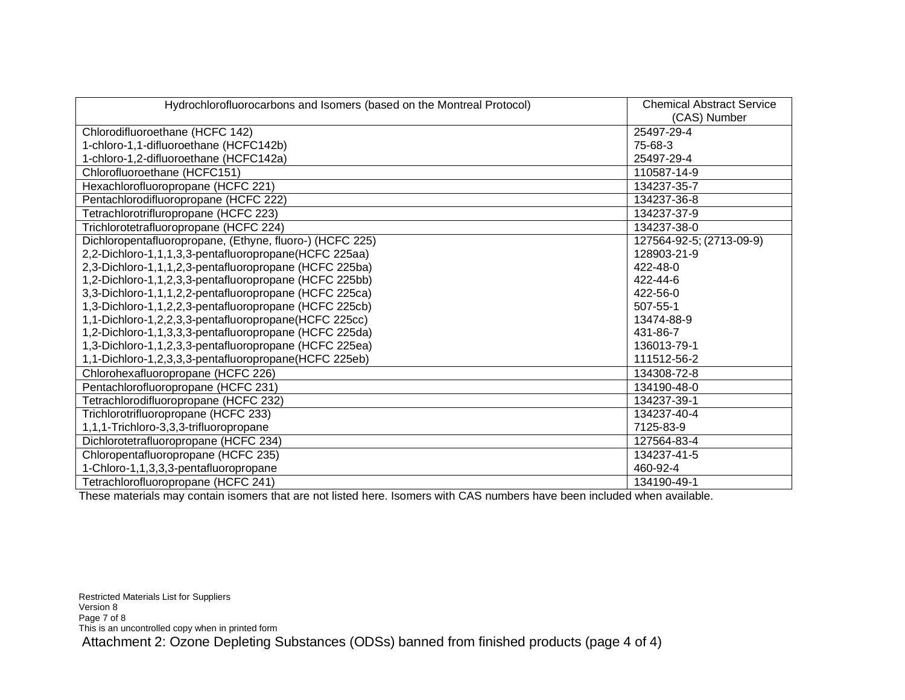| Hydrochlorofluorocarbons and Isomers (based on the Montreal Protocol) | Chemical Abstract Service (CAS) Number |
|---|---|
| Chlorodifluoroethane (HCFC 142) | 25497-29-4 |
| 1-chloro-1,1-difluoroethane (HCFC142b) | 75-68-3 |
| 1-chloro-1,2-difluoroethane (HCFC142a) | 25497-29-4 |
| Chlorofluoroethane (HCFC151) | 110587-14-9 |
| Hexachlorofluoropropane (HCFC 221) | 134237-35-7 |
| Pentachlorodifluoropropane (HCFC 222) | 134237-36-8 |
| Tetrachlorotrifluropropane (HCFC 223) | 134237-37-9 |
| Trichlorotetrafluoropropane (HCFC 224) | 134237-38-0 |
| Dichloropentafluoropropane, (Ethyne, fluoro-) (HCFC 225) | 127564-92-5; (2713-09-9) |
| 2,2-Dichloro-1,1,1,3,3-pentafluoropropane(HCFC 225aa) | 128903-21-9 |
| 2,3-Dichloro-1,1,1,2,3-pentafluoropropane (HCFC 225ba) | 422-48-0 |
| 1,2-Dichloro-1,1,2,3,3-pentafluoropropane (HCFC 225bb) | 422-44-6 |
| 3,3-Dichloro-1,1,1,2,2-pentafluoropropane (HCFC 225ca) | 422-56-0 |
| 1,3-Dichloro-1,1,2,2,3-pentafluoropropane (HCFC 225cb) | 507-55-1 |
| 1,1-Dichloro-1,2,2,3,3-pentafluoropropane(HCFC 225cc) | 13474-88-9 |
| 1,2-Dichloro-1,1,3,3,3-pentafluoropropane (HCFC 225da) | 431-86-7 |
| 1,3-Dichloro-1,1,2,3,3-pentafluoropropane (HCFC 225ea) | 136013-79-1 |
| 1,1-Dichloro-1,2,3,3,3-pentafluoropropane(HCFC 225eb) | 111512-56-2 |
| Chlorohexafluoropropane (HCFC 226) | 134308-72-8 |
| Pentachlorofluoropropane (HCFC 231) | 134190-48-0 |
| Tetrachlorodifluoropropane (HCFC 232) | 134237-39-1 |
| Trichlorotrifluoropropane (HCFC 233) | 134237-40-4 |
| 1,1,1-Trichloro-3,3,3-trifluoropropane | 7125-83-9 |
| Dichlorotetrafluoropropane (HCFC 234) | 127564-83-4 |
| Chloropentafluoropropane (HCFC 235) | 134237-41-5 |
| 1-Chloro-1,1,3,3,3-pentafluoropropane | 460-92-4 |
| Tetrachlorofluoropropane (HCFC 241) | 134190-49-1 |

These materials may contain isomers that are not listed here. Isomers with CAS numbers have been included when available.

Attachment 2: Ozone Depleting Substances (ODSs) banned from finished products (page 4 of 4)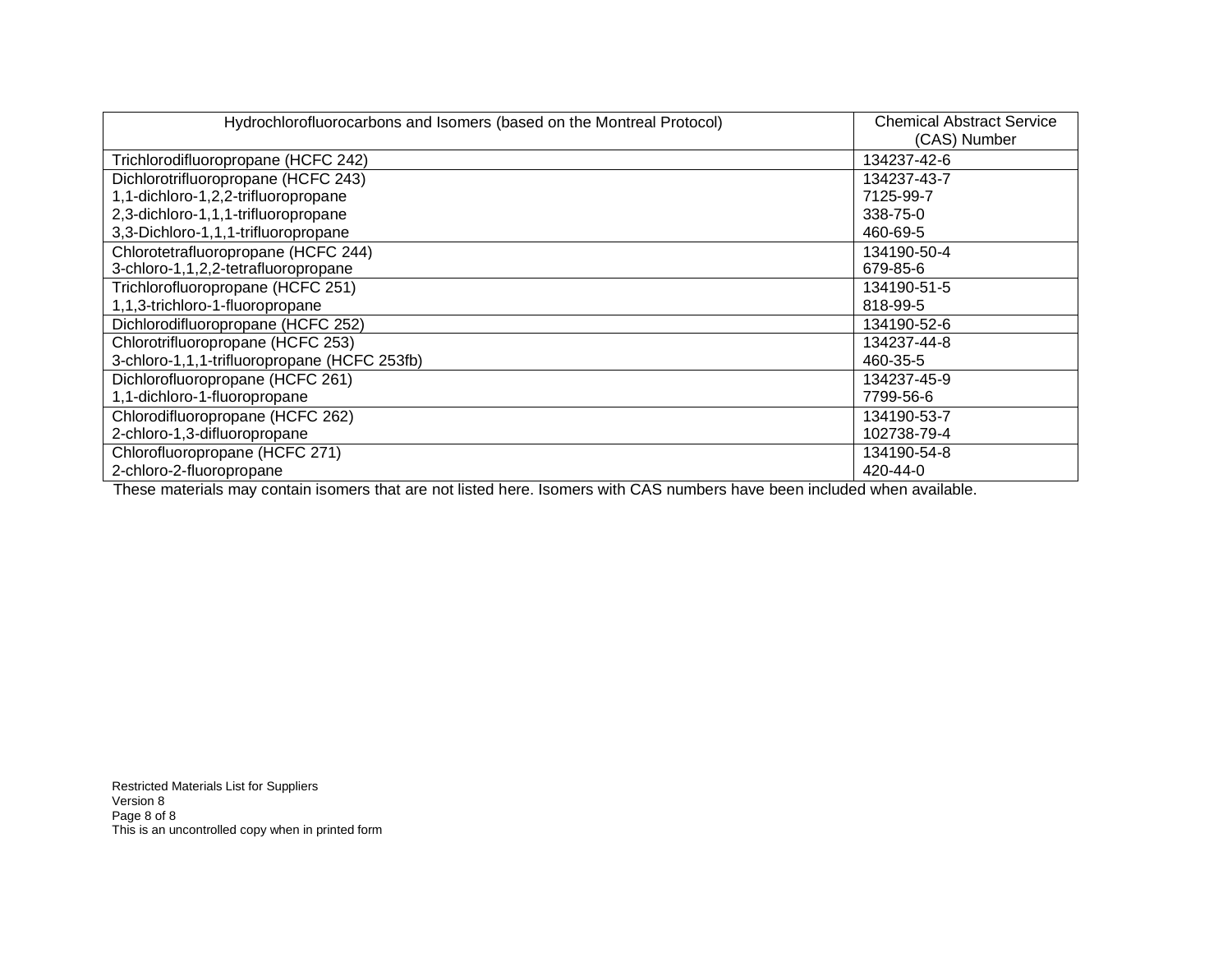| Hydrochlorofluorocarbons and Isomers (based on the Montreal Protocol) | Chemical Abstract Service (CAS) Number |
|---|---|
| Trichlorodifluoropropane (HCFC 242) | 134237-42-6 |
| Dichlorotrifluoropropane (HCFC 243) | 134237-43-7 |
| 1,1-dichloro-1,2,2-trifluoropropane | 7125-99-7 |
| 2,3-dichloro-1,1,1-trifluoropropane | 338-75-0 |
| 3,3-Dichloro-1,1,1-trifluoropropane | 460-69-5 |
| Chlorotetrafluoropropane (HCFC 244) | 134190-50-4 |
| 3-chloro-1,1,2,2-tetrafluoropropane | 679-85-6 |
| Trichlorofluoropropane (HCFC 251) | 134190-51-5 |
| 1,1,3-trichloro-1-fluoropropane | 818-99-5 |
| Dichlorodifluoropropane (HCFC 252) | 134190-52-6 |
| Chlorotrifluoropropane (HCFC 253) | 134237-44-8 |
| 3-chloro-1,1,1-trifluoropropane (HCFC 253fb) | 460-35-5 |
| Dichlorofluoropropane (HCFC 261) | 134237-45-9 |
| 1,1-dichloro-1-fluoropropane | 7799-56-6 |
| Chlorodifluoropropane (HCFC 262) | 134190-53-7 |
| 2-chloro-1,3-difluoropropane | 102738-79-4 |
| Chlorofluoropropane (HCFC 271) | 134190-54-8 |
| 2-chloro-2-fluoropropane | 420-44-0 |

These materials may contain isomers that are not listed here. Isomers with CAS numbers have been included when available.